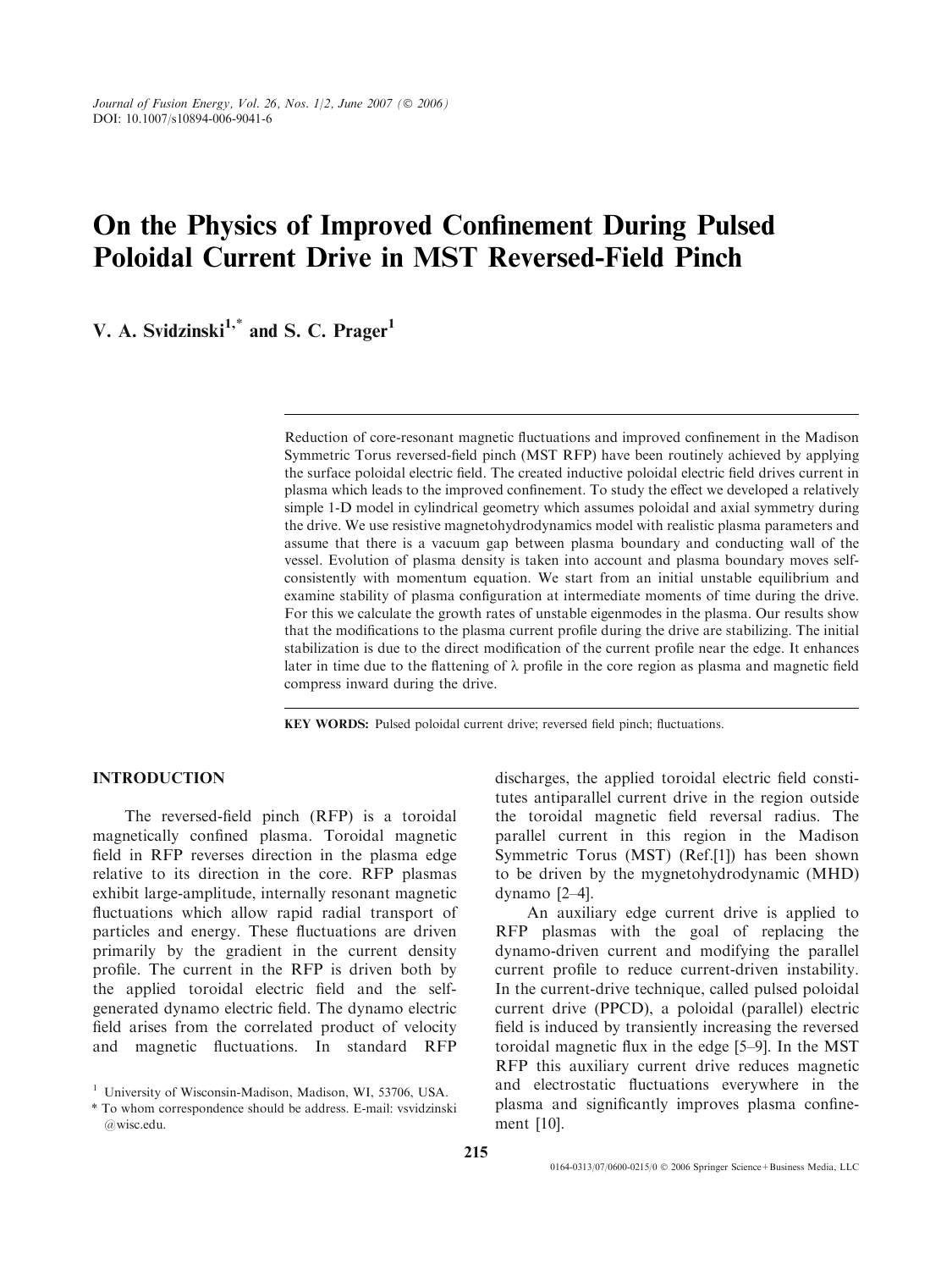# On the Physics of Improved Confinement During Pulsed Poloidal Current Drive in MST Reversed-Field Pinch

**V. A. Svidzinski[1,*] and S. C. Prager[1]**

Reduction of core-resonant magnetic fluctuations and improved confinement in the Madison Symmetric Torus reversed-field pinch (MST RFP) have been routinely achieved by applying the surface poloidal electric field. The created inductive poloidal electric field drives current in plasma which leads to the improved confinement. To study the effect we developed a relatively simple 1-D model in cylindrical geometry which assumes poloidal and axial symmetry during the drive. We use resistive magnetohydrodynamics model with realistic plasma parameters and assume that there is a vacuum gap between plasma boundary and conducting wall of the vessel. Evolution of plasma density is taken into account and plasma boundary moves self-consistently with momentum equation. We start from an initial unstable equilibrium and examine stability of plasma configuration at intermediate moments of time during the drive. For this we calculate the growth rates of unstable eigenmodes in the plasma. Our results show that the modifications to the plasma current profile during the drive are stabilizing. The initial stabilization is due to the direct modification of the current profile near the edge. It enhances later in time due to the flattening of $\lambda$ profile in the core region as plasma and magnetic field compress inward during the drive.

**KEY WORDS:** Pulsed poloidal current drive; reversed field pinch; fluctuations.

## INTRODUCTION

The reversed-field pinch (RFP) is a toroidal magnetically confined plasma. Toroidal magnetic field in RFP reverses direction in the plasma edge relative to its direction in the core. RFP plasmas exhibit large-amplitude, internally resonant magnetic fluctuations which allow rapid radial transport of particles and energy. These fluctuations are driven primarily by the gradient in the current density profile. The current in the RFP is driven both by the applied toroidal electric field and the self-generated dynamo electric field. The dynamo electric field arises from the correlated product of velocity and magnetic fluctuations. In standard RFP discharges, the applied toroidal electric field constitutes antiparallel current drive in the region outside the toroidal magnetic field reversal radius. The parallel current in this region in the Madison Symmetric Torus (MST) (Ref.[1]) has been shown to be driven by the mygnetohydrodynamic (MHD) dynamo [2–4].

An auxiliary edge current drive is applied to RFP plasmas with the goal of replacing the dynamo-driven current and modifying the parallel current profile to reduce current-driven instability. In the current-drive technique, called pulsed poloidal current drive (PPCD), a poloidal (parallel) electric field is induced by transiently increasing the reversed toroidal magnetic flux in the edge [5–9]. In the MST RFP this auxiliary current drive reduces magnetic and electrostatic fluctuations everywhere in the plasma and significantly improves plasma confinement [10].

[1] University of Wisconsin-Madison, Madison, WI, 53706, USA.

[*] To whom correspondence should be address. E-mail: vsvidzinski@wisc.edu.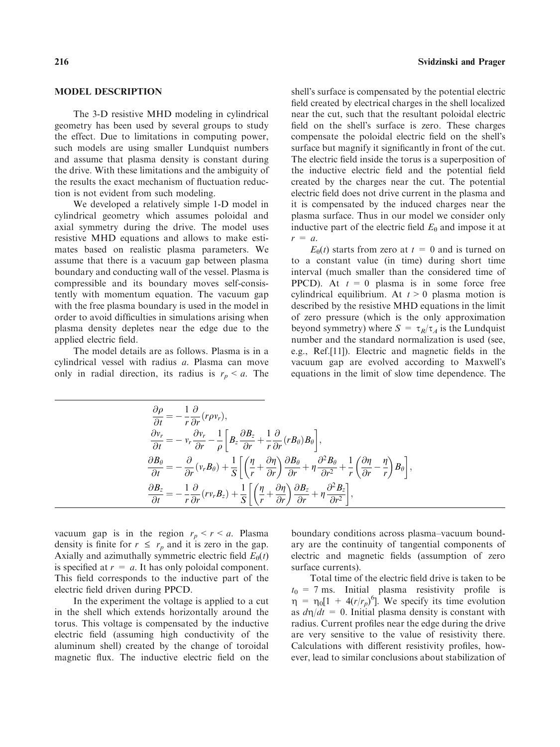## MODEL DESCRIPTION

The 3-D resistive MHD modeling in cylindrical geometry has been used by several groups to study the effect. Due to limitations in computing power, such models are using smaller Lundquist numbers and assume that plasma density is constant during the drive. With these limitations and the ambiguity of the results the exact mechanism of fluctuation reduction is not evident from such modeling.

We developed a relatively simple 1-D model in cylindrical geometry which assumes poloidal and axial symmetry during the drive. The model uses resistive MHD equations and allows to make estimates based on realistic plasma parameters. We assume that there is a vacuum gap between plasma boundary and conducting wall of the vessel. Plasma is compressible and its boundary moves self-consistently with momentum equation. The vacuum gap with the free plasma boundary is used in the model in order to avoid difficulties in simulations arising when plasma density depletes near the edge due to the applied electric field.

The model details are as follows. Plasma is in a cylindrical vessel with radius $a$. Plasma can move only in radial direction, its radius is $r_p < a$. The vacuum gap is in the region $r_p < r < a$. Plasma density is finite for $r \leq r_p$ and it is zero in the gap. Axially and azimuthally symmetric electric field $E_\theta(t)$ is specified at $r = a$. It has only poloidal component. This field corresponds to the inductive part of the electric field driven during PPCD.

In the experiment the voltage is applied to a cut in the shell which extends horizontally around the torus. This voltage is compensated by the inductive electric field (assuming high conductivity of the aluminum shell) created by the change of toroidal magnetic flux. The inductive electric field on the shell's surface is compensated by the potential electric field created by electrical charges in the shell localized near the cut, such that the resultant poloidal electric field on the shell's surface is zero. These charges compensate the poloidal electric field on the shell's surface but magnify it significantly in front of the cut. The electric field inside the torus is a superposition of the inductive electric field and the potential field created by the charges near the cut. The potential electric field does not drive current in the plasma and it is compensated by the induced charges near the plasma surface. Thus in our model we consider only inductive part of the electric field $E_\theta$ and impose it at $r = a$.

$E_\theta(t)$ starts from zero at $t = 0$ and is turned on to a constant value (in time) during short time interval (much smaller than the considered time of PPCD). At $t = 0$ plasma is in some force free cylindrical equilibrium. At $t > 0$ plasma motion is described by the resistive MHD equations in the limit of zero pressure (which is the only approximation beyond symmetry) where $S = \tau_R/\tau_A$ is the Lundquist number and the standard normalization is used (see, e.g., Ref.[11]). Electric and magnetic fields in the vacuum gap are evolved according to Maxwell's equations in the limit of slow time dependence. The boundary conditions across plasma–vacuum boundary are the continuity of tangential components of electric and magnetic fields (assumption of zero surface currents).

$$
\begin{aligned}
\frac{\partial \rho}{\partial t} &= -\frac{1}{r}\frac{\partial}{\partial r}(r\rho v_r),\\
\frac{\partial v_r}{\partial t} &= -v_r\frac{\partial v_r}{\partial r} - \frac{1}{\rho}\left[B_z\frac{\partial B_z}{\partial r} + \frac{1}{r}\frac{\partial}{\partial r}(rB_\theta)B_\theta\right],\\
\frac{\partial B_\theta}{\partial t} &= -\frac{\partial}{\partial r}(v_r B_\theta) + \frac{1}{S}\left[\left(\frac{\eta}{r} + \frac{\partial \eta}{\partial r}\right)\frac{\partial B_\theta}{\partial r} + \eta\frac{\partial^2 B_\theta}{\partial r^2} + \frac{1}{r}\left(\frac{\partial \eta}{\partial r} - \frac{\eta}{r}\right)B_\theta\right],\\
\frac{\partial B_z}{\partial t} &= -\frac{1}{r}\frac{\partial}{\partial r}(r v_r B_z) + \frac{1}{S}\left[\left(\frac{\eta}{r} + \frac{\partial \eta}{\partial r}\right)\frac{\partial B_z}{\partial r} + \eta\frac{\partial^2 B_z}{\partial r^2}\right],
\end{aligned}
$$

Total time of the electric field drive is taken to be $t_0 = 7$ ms. Initial plasma resistivity profile is $\eta = \eta_0[1 + 4(r/r_p)^6]$. We specify its time evolution as $d\eta/dt = 0$. Initial plasma density is constant with radius. Current profiles near the edge during the drive are very sensitive to the value of resistivity there. Calculations with different resistivity profiles, however, lead to similar conclusions about stabilization of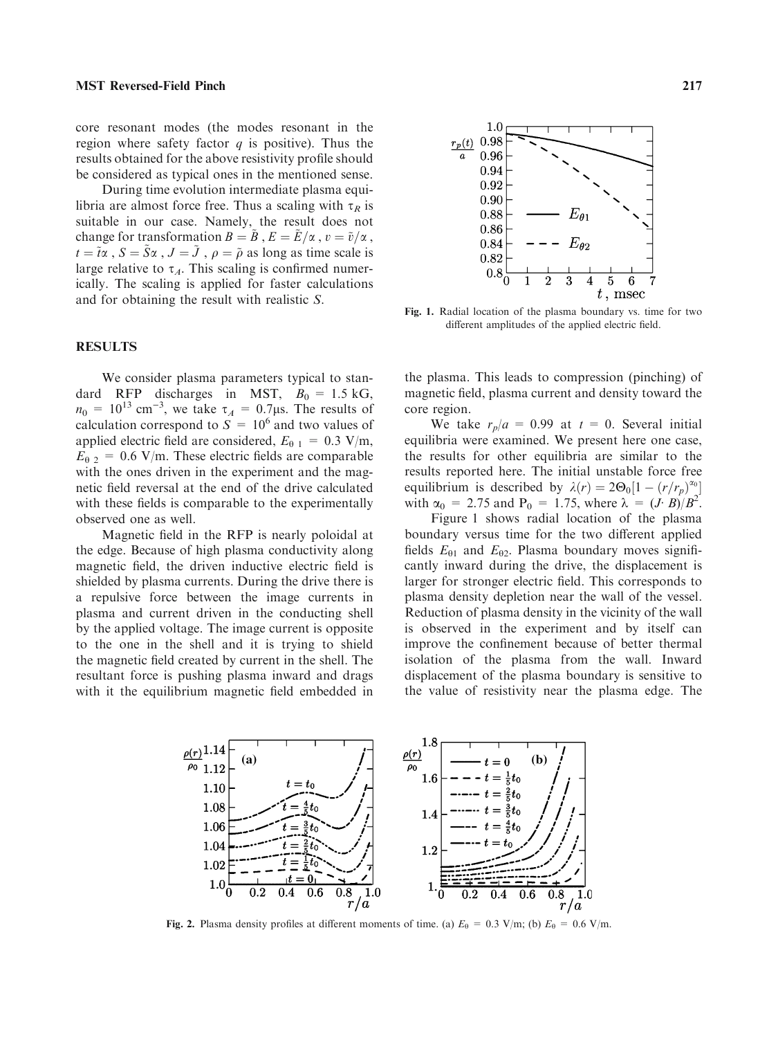core resonant modes (the modes resonant in the region where safety factor $q$ is positive). Thus the results obtained for the above resistivity profile should be considered as typical ones in the mentioned sense.

During time evolution intermediate plasma equilibria are almost force free. Thus a scaling with $\tau_R$ is suitable in our case. Namely, the result does not change for transformation $B = \tilde{B}$ , $E = \tilde{E}/\alpha$ , $v = \tilde{v}/\alpha$ , $t = \tilde{t}\alpha$ , $S = \tilde{S}\alpha$ , $J = \tilde{J}$ , $\rho = \tilde{\rho}$ as long as time scale is large relative to $\tau_A$. This scaling is confirmed numerically. The scaling is applied for faster calculations and for obtaining the result with realistic $S$.

## RESULTS

We consider plasma parameters typical to standard RFP discharges in MST, $B_0 = 1.5$ kG, $n_0 = 10^{13}$ cm$^{-3}$, we take $\tau_A = 0.7\mu$s. The results of calculation correspond to $S = 10^6$ and two values of applied electric field are considered, $E_{\theta\,1} = 0.3$ V/m, $E_{\theta\,2} = 0.6$ V/m. These electric fields are comparable with the ones driven in the experiment and the magnetic field reversal at the end of the drive calculated with these fields is comparable to the experimentally observed one as well.

Magnetic field in the RFP is nearly poloidal at the edge. Because of high plasma conductivity along magnetic field, the driven inductive electric field is shielded by plasma currents. During the drive there is a repulsive force between the image currents in plasma and current driven in the conducting shell by the applied voltage. The image current is opposite to the one in the shell and it is trying to shield the magnetic field created by current in the shell. The resultant force is pushing plasma inward and drags with it the equilibrium magnetic field embedded in the plasma. This leads to compression (pinching) of magnetic field, plasma current and density toward the core region.

We take $r_p/a = 0.99$ at $t = 0$. Several initial equilibria were examined. We present here one case, the results for other equilibria are similar to the results reported here. The initial unstable force free equilibrium is described by $\lambda(r) = 2\Theta_0[1 - (r/r_p)^{\alpha_0}]$ with $\alpha_0 = 2.75$ and $\mathrm{P}_0 = 1.75$, where $\lambda = (J \cdot B)/B^2$.

Figure 1 shows radial location of the plasma boundary versus time for the two different applied fields $E_{\theta 1}$ and $E_{\theta 2}$. Plasma boundary moves significantly inward during the drive, the displacement is larger for stronger electric field. This corresponds to plasma density depletion near the wall of the vessel. Reduction of plasma density in the vicinity of the wall is observed in the experiment and by itself can improve the confinement because of better thermal isolation of the plasma from the wall. Inward displacement of the plasma boundary is sensitive to the value of resistivity near the plasma edge. The

Fig. 1. Radial location of the plasma boundary vs. time for two different amplitudes of the applied electric field.

Fig. 2. Plasma density profiles at different moments of time. (a) $E_\theta = 0.3$ V/m; (b) $E_\theta = 0.6$ V/m.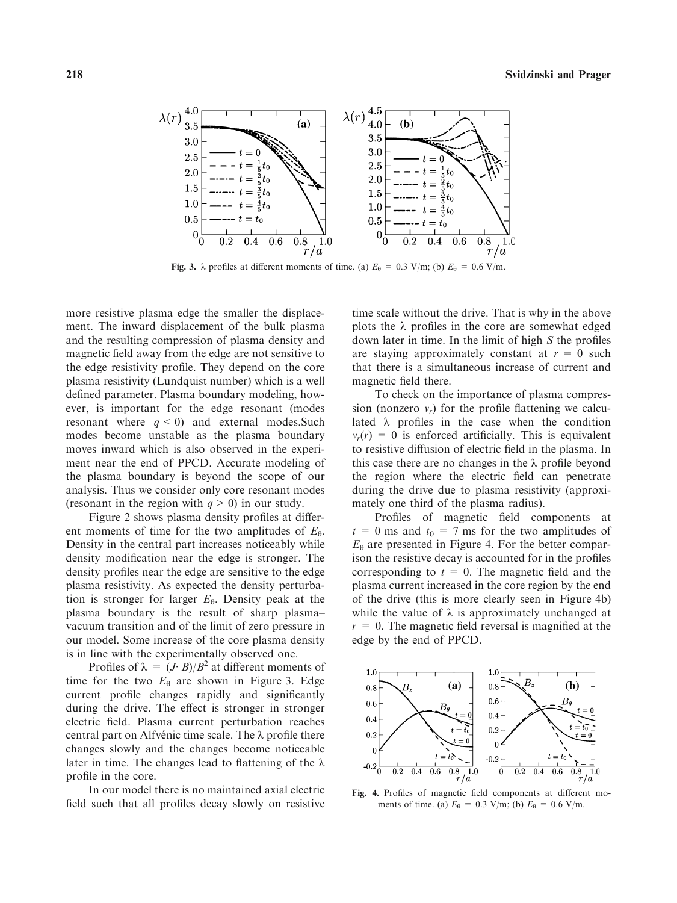Fig. 3. λ profiles at different moments of time. (a) $E_0 = 0.3$ V/m; (b) $E_0 = 0.6$ V/m.

more resistive plasma edge the smaller the displacement. The inward displacement of the bulk plasma and the resulting compression of plasma density and magnetic field away from the edge are not sensitive to the edge resistivity profile. They depend on the core plasma resistivity (Lundquist number) which is a well defined parameter. Plasma boundary modeling, however, is important for the edge resonant (modes resonant where $q < 0$) and external modes.Such modes become unstable as the plasma boundary moves inward which is also observed in the experiment near the end of PPCD. Accurate modeling of the plasma boundary is beyond the scope of our analysis. Thus we consider only core resonant modes (resonant in the region with $q > 0$) in our study.

Figure 2 shows plasma density profiles at different moments of time for the two amplitudes of $E_0$. Density in the central part increases noticeably while density modification near the edge is stronger. The density profiles near the edge are sensitive to the edge plasma resistivity. As expected the density perturbation is stronger for larger $E_0$. Density peak at the plasma boundary is the result of sharp plasma–vacuum transition and of the limit of zero pressure in our model. Some increase of the core plasma density is in line with the experimentally observed one.

Profiles of $\lambda = (J \cdot B)/B^2$ at different moments of time for the two $E_0$ are shown in Figure 3. Edge current profile changes rapidly and significantly during the drive. The effect is stronger in stronger electric field. Plasma current perturbation reaches central part on Alfvénic time scale. The λ profile there changes slowly and the changes become noticeable later in time. The changes lead to flattening of the λ profile in the core.

In our model there is no maintained axial electric field such that all profiles decay slowly on resistive time scale without the drive. That is why in the above plots the λ profiles in the core are somewhat edged down later in time. In the limit of high $S$ the profiles are staying approximately constant at $r = 0$ such that there is a simultaneous increase of current and magnetic field there.

To check on the importance of plasma compression (nonzero $v_r$) for the profile flattening we calculated λ profiles in the case when the condition $v_r(r) = 0$ is enforced artificially. This is equivalent to resistive diffusion of electric field in the plasma. In this case there are no changes in the λ profile beyond the region where the electric field can penetrate during the drive due to plasma resistivity (approximately one third of the plasma radius).

Profiles of magnetic field components at $t = 0$ ms and $t_0 = 7$ ms for the two amplitudes of $E_0$ are presented in Figure 4. For the better comparison the resistive decay is accounted for in the profiles corresponding to $t = 0$. The magnetic field and the plasma current increased in the core region by the end of the drive (this is more clearly seen in Figure 4b) while the value of λ is approximately unchanged at $r = 0$. The magnetic field reversal is magnified at the edge by the end of PPCD.

Fig. 4. Profiles of magnetic field components at different moments of time. (a) $E_0 = 0.3$ V/m; (b) $E_0 = 0.6$ V/m.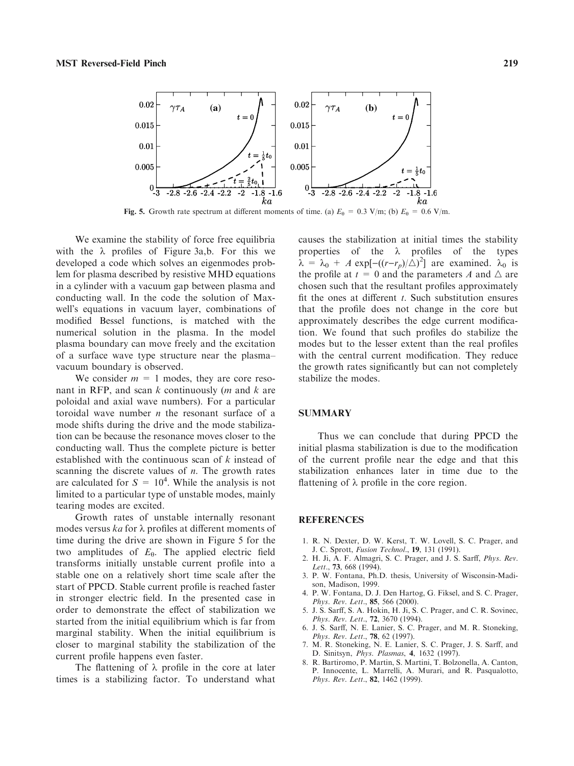Fig. 5. Growth rate spectrum at different moments of time. (a) $E_0 = 0.3$ V/m; (b) $E_0 = 0.6$ V/m.

We examine the stability of force free equilibria with the $\lambda$ profiles of Figure 3a,b. For this we developed a code which solves an eigenmodes problem for plasma described by resistive MHD equations in a cylinder with a vacuum gap between plasma and conducting wall. In the code the solution of Maxwell's equations in vacuum layer, combinations of modified Bessel functions, is matched with the numerical solution in the plasma. In the model plasma boundary can move freely and the excitation of a surface wave type structure near the plasma–vacuum boundary is observed.

We consider $m = 1$ modes, they are core resonant in RFP, and scan $k$ continuously ($m$ and $k$ are poloidal and axial wave numbers). For a particular toroidal wave number $n$ the resonant surface of a mode shifts during the drive and the mode stabilization can be because the resonance moves closer to the conducting wall. Thus the complete picture is better established with the continuous scan of $k$ instead of scanning the discrete values of $n$. The growth rates are calculated for $S = 10^4$. While the analysis is not limited to a particular type of unstable modes, mainly tearing modes are excited.

Growth rates of unstable internally resonant modes versus $ka$ for $\lambda$ profiles at different moments of time during the drive are shown in Figure 5 for the two amplitudes of $E_\theta$. The applied electric field transforms initially unstable current profile into a stable one on a relatively short time scale after the start of PPCD. Stable current profile is reached faster in stronger electric field. In the presented case in order to demonstrate the effect of stabilization we started from the initial equilibrium which is far from marginal stability. When the initial equilibrium is closer to marginal stability the stabilization of the current profile happens even faster.

The flattening of $\lambda$ profile in the core at later times is a stabilizing factor. To understand what causes the stabilization at initial times the stability properties of the $\lambda$ profiles of the types $\lambda = \lambda_0 + A \exp[-((r-r_p)/\triangle)^2]$ are examined. $\lambda_0$ is the profile at $t = 0$ and the parameters $A$ and $\triangle$ are chosen such that the resultant profiles approximately fit the ones at different $t$. Such substitution ensures that the profile does not change in the core but approximately describes the edge current modification. We found that such profiles do stabilize the modes but to the lesser extent than the real profiles with the central current modification. They reduce the growth rates significantly but can not completely stabilize the modes.

## SUMMARY

Thus we can conclude that during PPCD the initial plasma stabilization is due to the modification of the current profile near the edge and that this stabilization enhances later in time due to the flattening of $\lambda$ profile in the core region.

## REFERENCES

1. R. N. Dexter, D. W. Kerst, T. W. Lovell, S. C. Prager, and J. C. Sprott, *Fusion Technol.*, **19**, 131 (1991).
2. H. Ji, A. F. Almagri, S. C. Prager, and J. S. Sarff, *Phys. Rev. Lett.*, **73**, 668 (1994).
3. P. W. Fontana, Ph.D. thesis, University of Wisconsin-Madison, Madison, 1999.
4. P. W. Fontana, D. J. Den Hartog, G. Fiksel, and S. C. Prager, *Phys. Rev. Lett.*, **85**, 566 (2000).
5. J. S. Sarff, S. A. Hokin, H. Ji, S. C. Prager, and C. R. Sovinec, *Phys. Rev. Lett.*, **72**, 3670 (1994).
6. J. S. Sarff, N. E. Lanier, S. C. Prager, and M. R. Stoneking, *Phys. Rev. Lett.*, **78**, 62 (1997).
7. M. R. Stoneking, N. E. Lanier, S. C. Prager, J. S. Sarff, and D. Sinitsyn, *Phys. Plasmas*, **4**, 1632 (1997).
8. R. Bartiromo, P. Martin, S. Martini, T. Bolzonella, A. Canton, P. Innocente, L. Marrelli, A. Murari, and R. Pasqualotto, *Phys. Rev. Lett.*, **82**, 1462 (1999).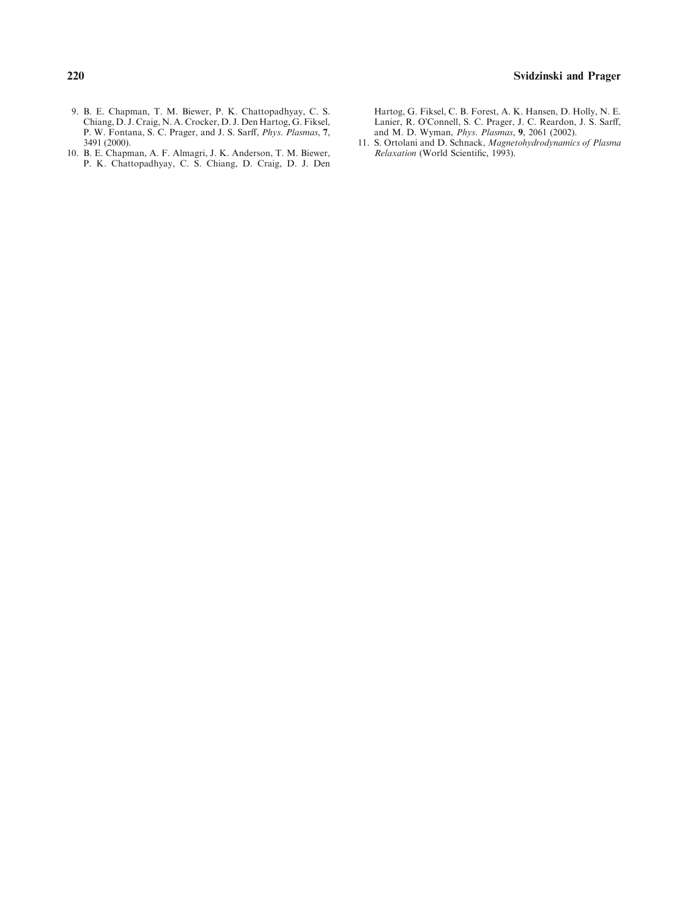9. B. E. Chapman, T. M. Biewer, P. K. Chattopadhyay, C. S. Chiang, D. J. Craig, N. A. Crocker, D. J. Den Hartog, G. Fiksel, P. W. Fontana, S. C. Prager, and J. S. Sarff, *Phys. Plasmas*, **7**, 3491 (2000).
10. B. E. Chapman, A. F. Almagri, J. K. Anderson, T. M. Biewer, P. K. Chattopadhyay, C. S. Chiang, D. Craig, D. J. Den Hartog, G. Fiksel, C. B. Forest, A. K. Hansen, D. Holly, N. E. Lanier, R. O'Connell, S. C. Prager, J. C. Reardon, J. S. Sarff, and M. D. Wyman, *Phys. Plasmas*, **9**, 2061 (2002).
11. S. Ortolani and D. Schnack, *Magnetohydrodynamics of Plasma Relaxation* (World Scientific, 1993).